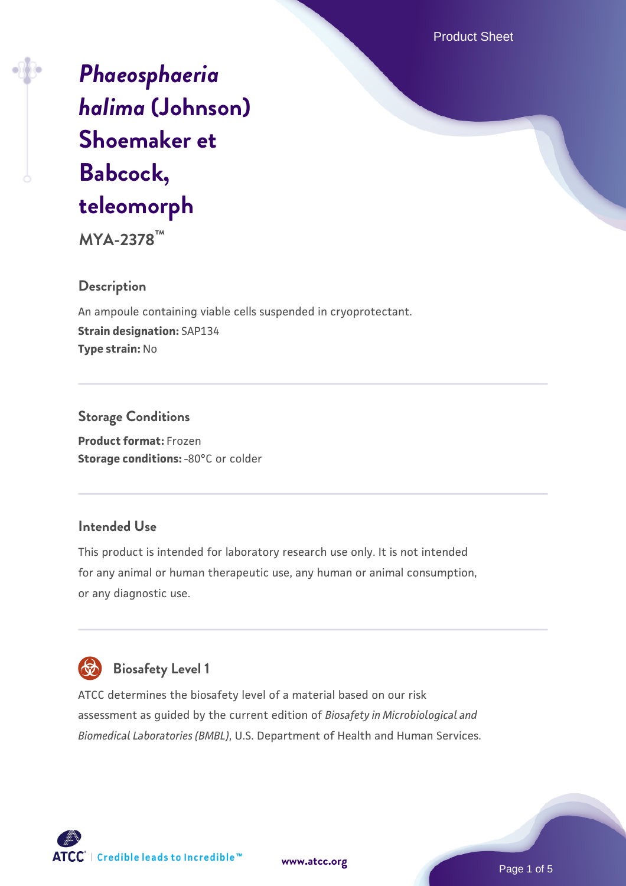# *Phaeosphaeria halima* (Johnson) Shoemaker et Babcock, teleomorph

**MYA-2378™**

## Description

An ampoule containing viable cells suspended in cryoprotectant.

**Strain designation:** SAP134

**Type strain:** No

## Storage Conditions

**Product format:** Frozen

**Storage conditions:** -80°C or colder

## Intended Use

This product is intended for laboratory research use only. It is not intended for any animal or human therapeutic use, any human or animal consumption, or any diagnostic use.

## Biosafety Level 1

ATCC determines the biosafety level of a material based on our risk assessment as guided by the current edition of *Biosafety in Microbiological and Biomedical Laboratories (BMBL)*, U.S. Department of Health and Human Services.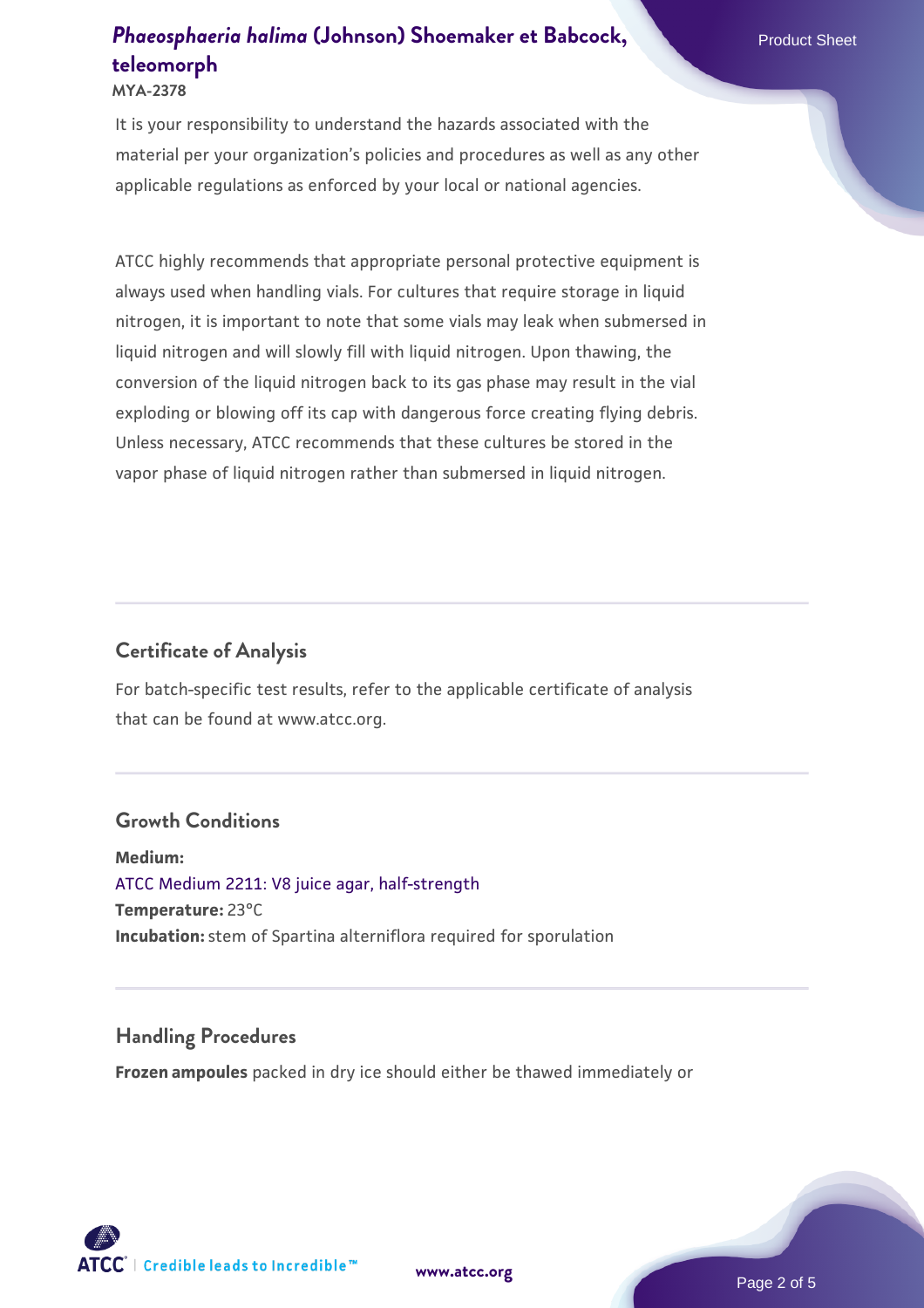It is your responsibility to understand the hazards associated with the material per your organization's policies and procedures as well as any other applicable regulations as enforced by your local or national agencies.

ATCC highly recommends that appropriate personal protective equipment is always used when handling vials. For cultures that require storage in liquid nitrogen, it is important to note that some vials may leak when submersed in liquid nitrogen and will slowly fill with liquid nitrogen. Upon thawing, the conversion of the liquid nitrogen back to its gas phase may result in the vial exploding or blowing off its cap with dangerous force creating flying debris. Unless necessary, ATCC recommends that these cultures be stored in the vapor phase of liquid nitrogen rather than submersed in liquid nitrogen.

## Certificate of Analysis

For batch-specific test results, refer to the applicable certificate of analysis that can be found at www.atcc.org.

## Growth Conditions

**Medium:**
ATCC Medium 2211: V8 juice agar, half-strength
**Temperature:** 23°C
**Incubation:** stem of Spartina alterniflora required for sporulation

## Handling Procedures

**Frozen ampoules** packed in dry ice should either be thawed immediately or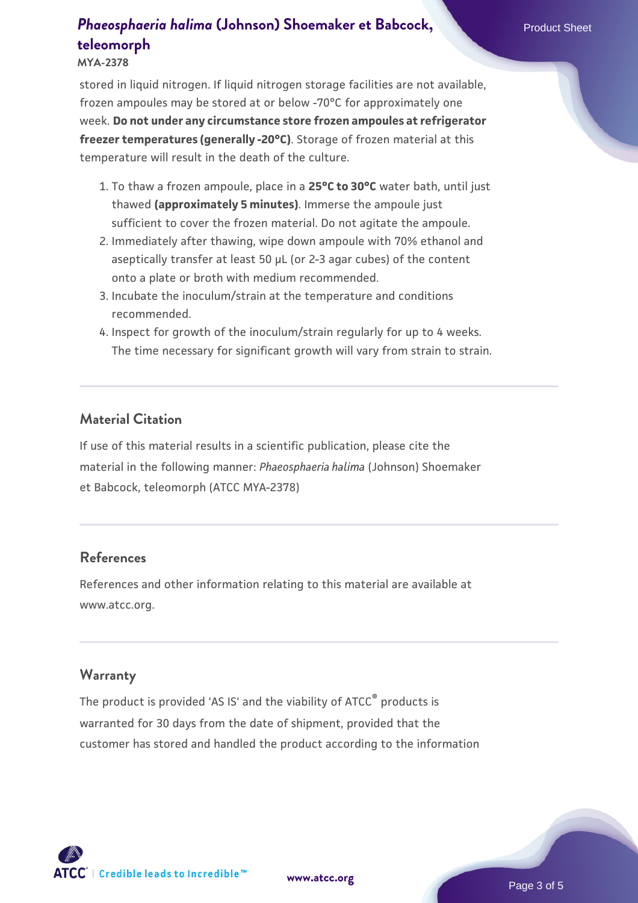stored in liquid nitrogen. If liquid nitrogen storage facilities are not available, frozen ampoules may be stored at or below -70°C for approximately one week. **Do not under any circumstance store frozen ampoules at refrigerator freezer temperatures (generally -20°C)**. Storage of frozen material at this temperature will result in the death of the culture.

1. To thaw a frozen ampoule, place in a **25°C to 30°C** water bath, until just thawed **(approximately 5 minutes)**. Immerse the ampoule just sufficient to cover the frozen material. Do not agitate the ampoule.
2. Immediately after thawing, wipe down ampoule with 70% ethanol and aseptically transfer at least 50 µL (or 2-3 agar cubes) of the content onto a plate or broth with medium recommended.
3. Incubate the inoculum/strain at the temperature and conditions recommended.
4. Inspect for growth of the inoculum/strain regularly for up to 4 weeks. The time necessary for significant growth will vary from strain to strain.

## Material Citation

If use of this material results in a scientific publication, please cite the material in the following manner: *Phaeosphaeria halima* (Johnson) Shoemaker et Babcock, teleomorph (ATCC MYA-2378)

## References

References and other information relating to this material are available at www.atcc.org.

## Warranty

The product is provided 'AS IS' and the viability of ATCC® products is warranted for 30 days from the date of shipment, provided that the customer has stored and handled the product according to the information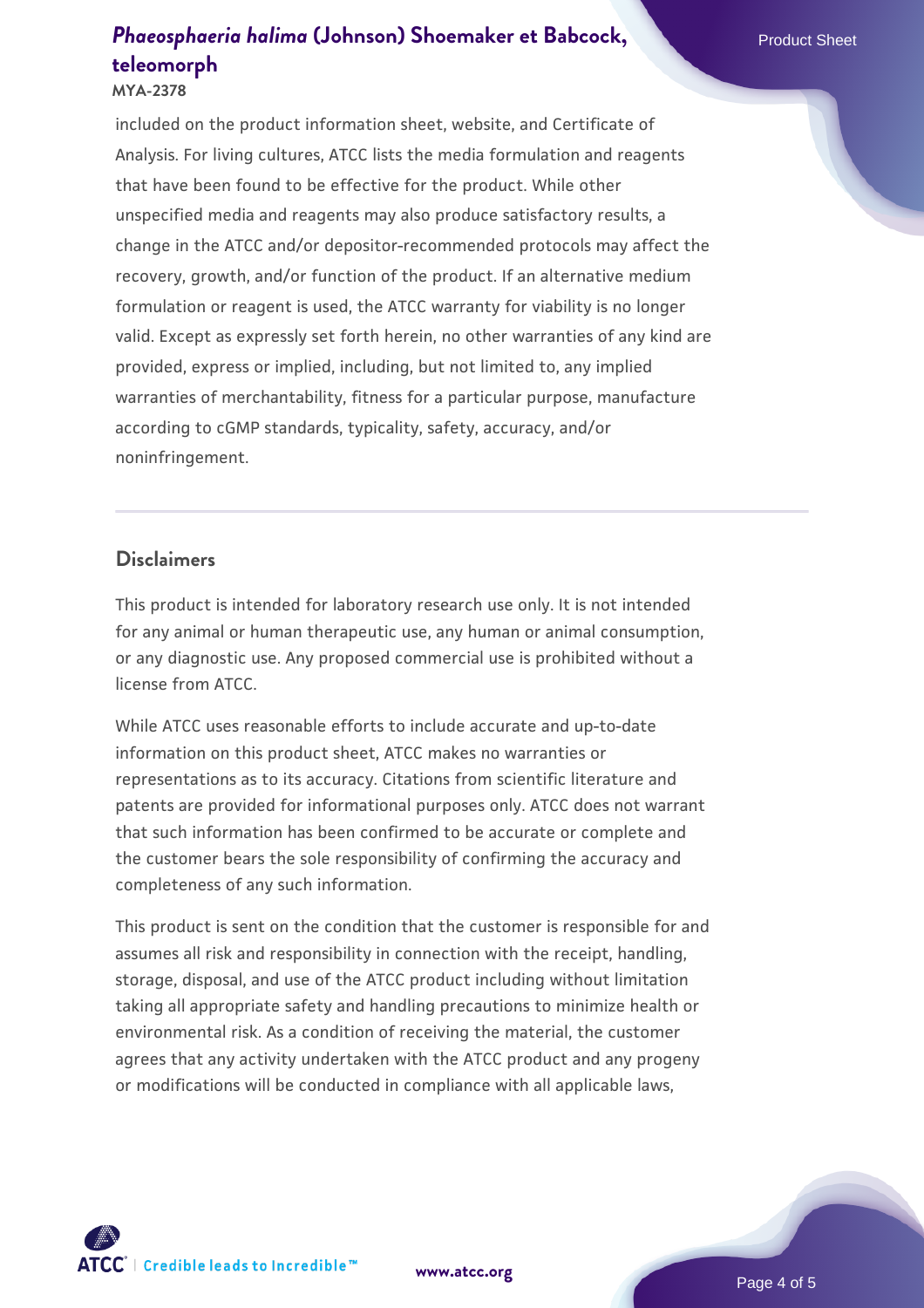included on the product information sheet, website, and Certificate of Analysis. For living cultures, ATCC lists the media formulation and reagents that have been found to be effective for the product. While other unspecified media and reagents may also produce satisfactory results, a change in the ATCC and/or depositor-recommended protocols may affect the recovery, growth, and/or function of the product. If an alternative medium formulation or reagent is used, the ATCC warranty for viability is no longer valid. Except as expressly set forth herein, no other warranties of any kind are provided, express or implied, including, but not limited to, any implied warranties of merchantability, fitness for a particular purpose, manufacture according to cGMP standards, typicality, safety, accuracy, and/or noninfringement.

## Disclaimers

This product is intended for laboratory research use only. It is not intended for any animal or human therapeutic use, any human or animal consumption, or any diagnostic use. Any proposed commercial use is prohibited without a license from ATCC.

While ATCC uses reasonable efforts to include accurate and up-to-date information on this product sheet, ATCC makes no warranties or representations as to its accuracy. Citations from scientific literature and patents are provided for informational purposes only. ATCC does not warrant that such information has been confirmed to be accurate or complete and the customer bears the sole responsibility of confirming the accuracy and completeness of any such information.

This product is sent on the condition that the customer is responsible for and assumes all risk and responsibility in connection with the receipt, handling, storage, disposal, and use of the ATCC product including without limitation taking all appropriate safety and handling precautions to minimize health or environmental risk. As a condition of receiving the material, the customer agrees that any activity undertaken with the ATCC product and any progeny or modifications will be conducted in compliance with all applicable laws,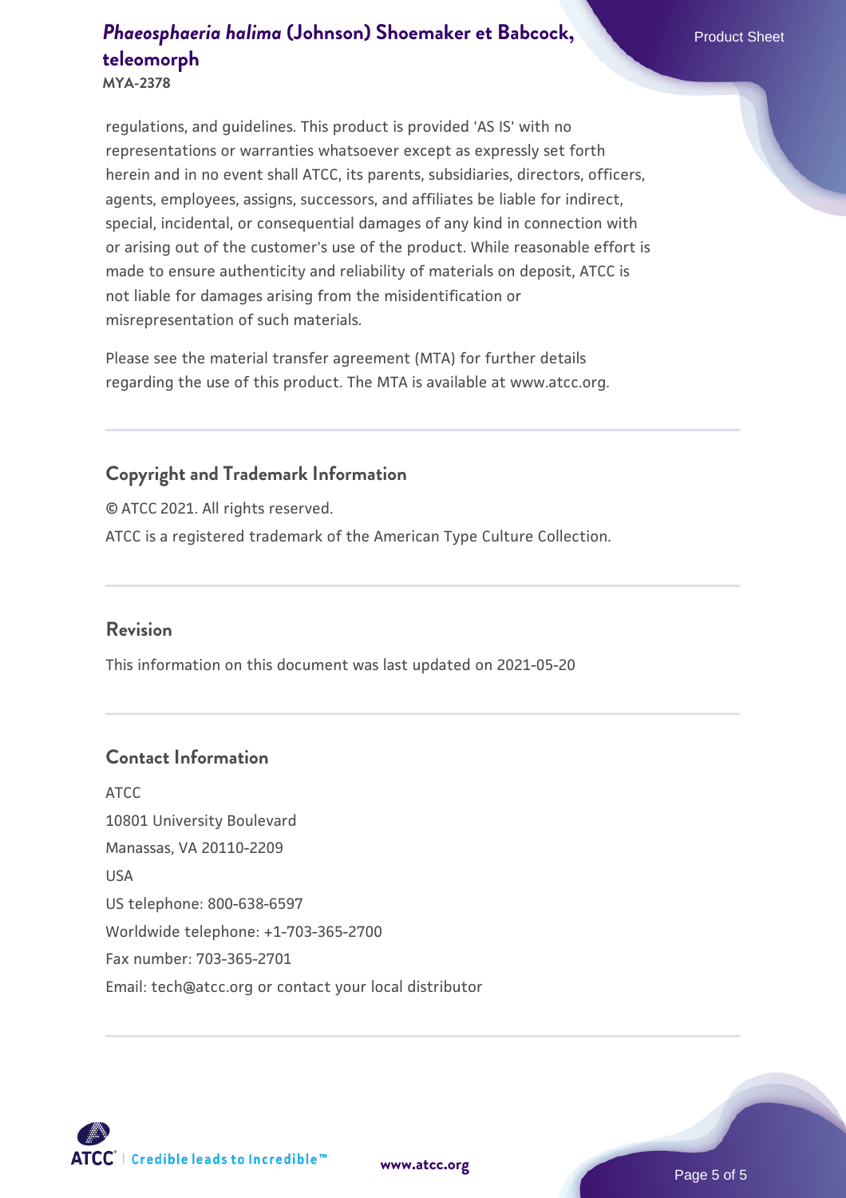regulations, and guidelines. This product is provided 'AS IS' with no representations or warranties whatsoever except as expressly set forth herein and in no event shall ATCC, its parents, subsidiaries, directors, officers, agents, employees, assigns, successors, and affiliates be liable for indirect, special, incidental, or consequential damages of any kind in connection with or arising out of the customer's use of the product. While reasonable effort is made to ensure authenticity and reliability of materials on deposit, ATCC is not liable for damages arising from the misidentification or misrepresentation of such materials.

Please see the material transfer agreement (MTA) for further details regarding the use of this product. The MTA is available at www.atcc.org.

## Copyright and Trademark Information

© ATCC 2021. All rights reserved.

ATCC is a registered trademark of the American Type Culture Collection.

## Revision

This information on this document was last updated on 2021-05-20

## Contact Information

ATCC
10801 University Boulevard
Manassas, VA 20110-2209
USA
US telephone: 800-638-6597
Worldwide telephone: +1-703-365-2700
Fax number: 703-365-2701
Email: tech@atcc.org or contact your local distributor